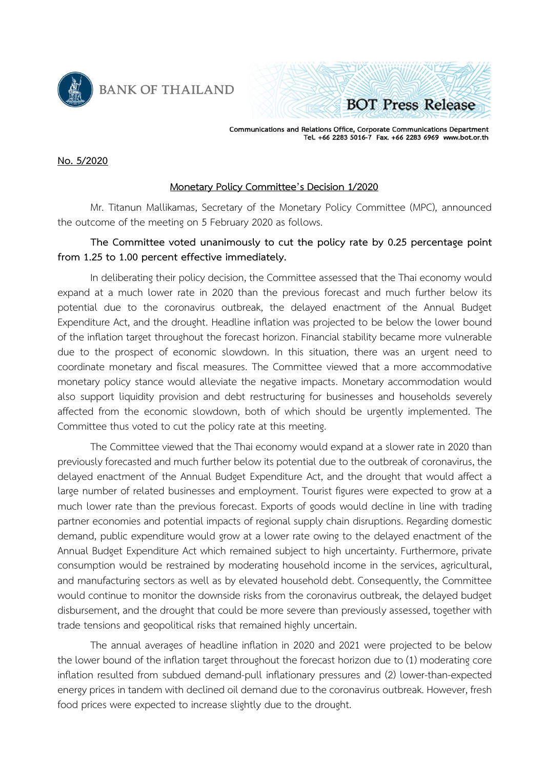BANK OF THAILAND

BOT Press Release

Communications and Relations Office, Corporate Communications Department
Tel. +66 2283 5016-7 Fax. +66 2283 6969 www.bot.or.th

No. 5/2020

## Monetary Policy Committee's Decision 1/2020

Mr. Titanun Mallikamas, Secretary of the Monetary Policy Committee (MPC), announced the outcome of the meeting on 5 February 2020 as follows.

**The Committee voted unanimously to cut the policy rate by 0.25 percentage point from 1.25 to 1.00 percent effective immediately.**

In deliberating their policy decision, the Committee assessed that the Thai economy would expand at a much lower rate in 2020 than the previous forecast and much further below its potential due to the coronavirus outbreak, the delayed enactment of the Annual Budget Expenditure Act, and the drought. Headline inflation was projected to be below the lower bound of the inflation target throughout the forecast horizon. Financial stability became more vulnerable due to the prospect of economic slowdown. In this situation, there was an urgent need to coordinate monetary and fiscal measures. The Committee viewed that a more accommodative monetary policy stance would alleviate the negative impacts. Monetary accommodation would also support liquidity provision and debt restructuring for businesses and households severely affected from the economic slowdown, both of which should be urgently implemented. The Committee thus voted to cut the policy rate at this meeting.

The Committee viewed that the Thai economy would expand at a slower rate in 2020 than previously forecasted and much further below its potential due to the outbreak of coronavirus, the delayed enactment of the Annual Budget Expenditure Act, and the drought that would affect a large number of related businesses and employment. Tourist figures were expected to grow at a much lower rate than the previous forecast. Exports of goods would decline in line with trading partner economies and potential impacts of regional supply chain disruptions. Regarding domestic demand, public expenditure would grow at a lower rate owing to the delayed enactment of the Annual Budget Expenditure Act which remained subject to high uncertainty. Furthermore, private consumption would be restrained by moderating household income in the services, agricultural, and manufacturing sectors as well as by elevated household debt. Consequently, the Committee would continue to monitor the downside risks from the coronavirus outbreak, the delayed budget disbursement, and the drought that could be more severe than previously assessed, together with trade tensions and geopolitical risks that remained highly uncertain.

The annual averages of headline inflation in 2020 and 2021 were projected to be below the lower bound of the inflation target throughout the forecast horizon due to (1) moderating core inflation resulted from subdued demand-pull inflationary pressures and (2) lower-than-expected energy prices in tandem with declined oil demand due to the coronavirus outbreak. However, fresh food prices were expected to increase slightly due to the drought.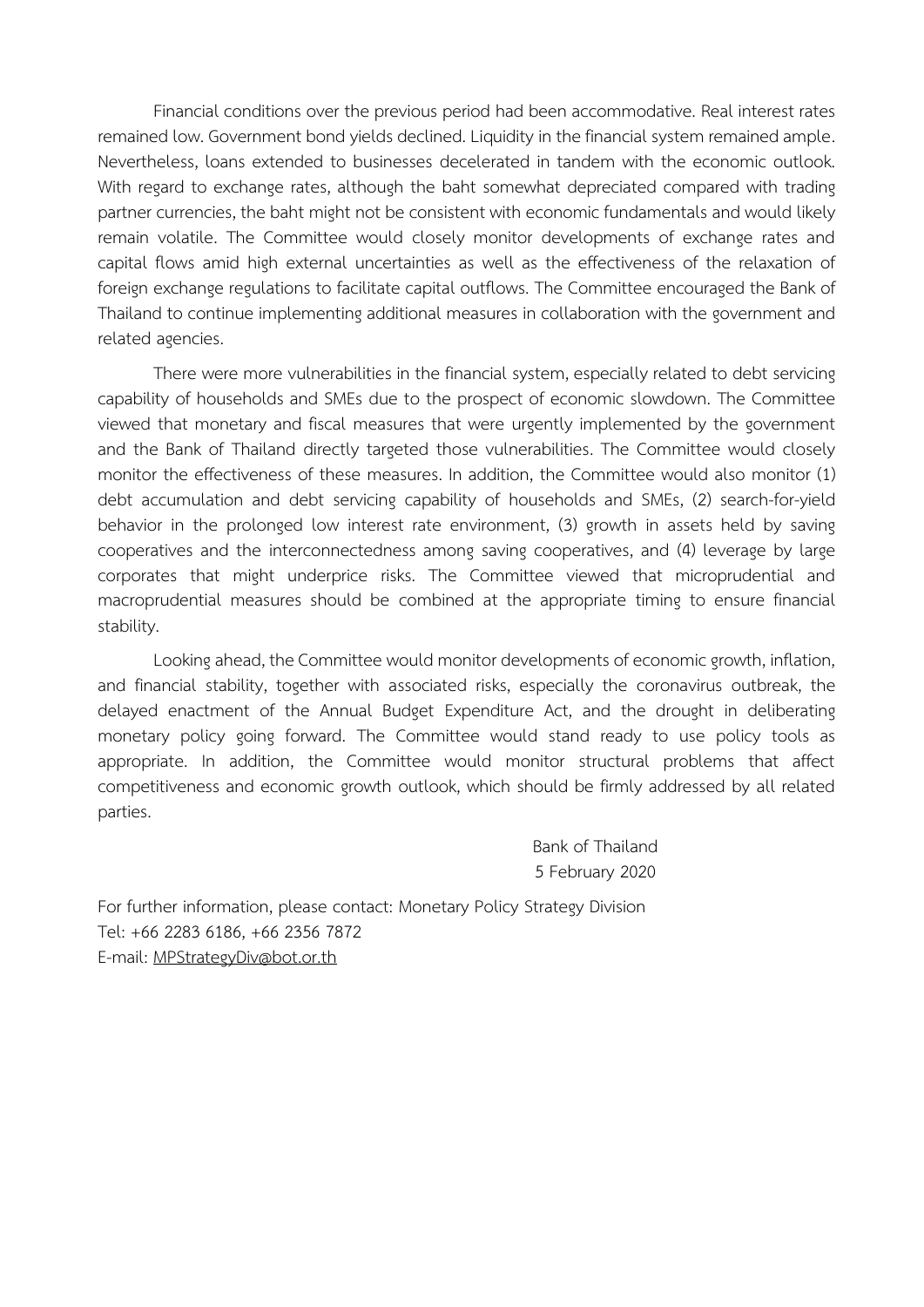Financial conditions over the previous period had been accommodative. Real interest rates remained low. Government bond yields declined. Liquidity in the financial system remained ample. Nevertheless, loans extended to businesses decelerated in tandem with the economic outlook. With regard to exchange rates, although the baht somewhat depreciated compared with trading partner currencies, the baht might not be consistent with economic fundamentals and would likely remain volatile. The Committee would closely monitor developments of exchange rates and capital flows amid high external uncertainties as well as the effectiveness of the relaxation of foreign exchange regulations to facilitate capital outflows. The Committee encouraged the Bank of Thailand to continue implementing additional measures in collaboration with the government and related agencies.

There were more vulnerabilities in the financial system, especially related to debt servicing capability of households and SMEs due to the prospect of economic slowdown. The Committee viewed that monetary and fiscal measures that were urgently implemented by the government and the Bank of Thailand directly targeted those vulnerabilities. The Committee would closely monitor the effectiveness of these measures. In addition, the Committee would also monitor (1) debt accumulation and debt servicing capability of households and SMEs, (2) search-for-yield behavior in the prolonged low interest rate environment, (3) growth in assets held by saving cooperatives and the interconnectedness among saving cooperatives, and (4) leverage by large corporates that might underprice risks. The Committee viewed that microprudential and macroprudential measures should be combined at the appropriate timing to ensure financial stability.

Looking ahead, the Committee would monitor developments of economic growth, inflation, and financial stability, together with associated risks, especially the coronavirus outbreak, the delayed enactment of the Annual Budget Expenditure Act, and the drought in deliberating monetary policy going forward. The Committee would stand ready to use policy tools as appropriate. In addition, the Committee would monitor structural problems that affect competitiveness and economic growth outlook, which should be firmly addressed by all related parties.

Bank of Thailand
5 February 2020

For further information, please contact: Monetary Policy Strategy Division
Tel: +66 2283 6186, +66 2356 7872
E-mail: MPStrategyDiv@bot.or.th